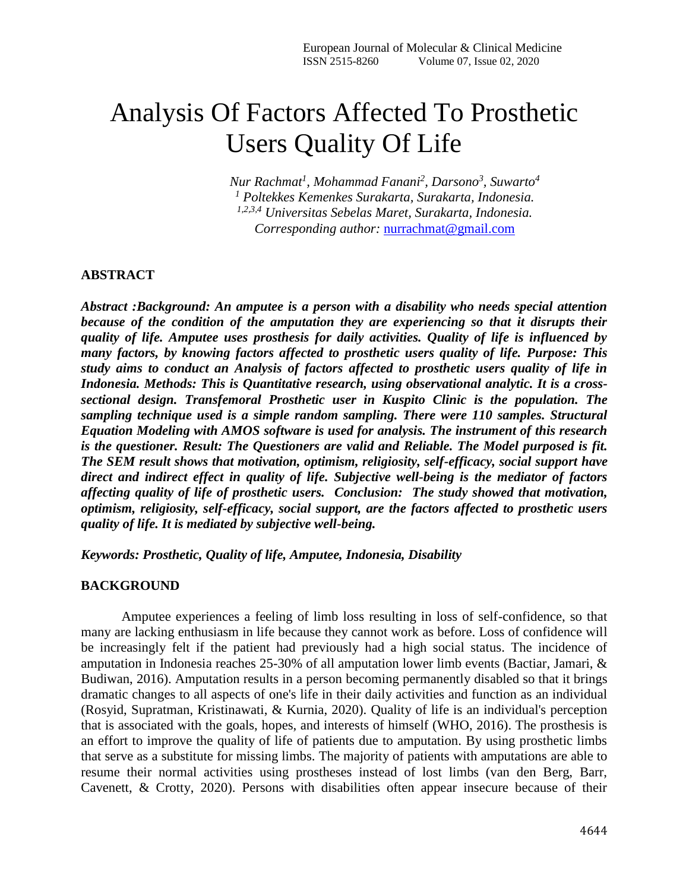# Analysis Of Factors Affected To Prosthetic Users Quality Of Life

*Nur Rachmat[1], Mohammad Fanani[2], Darsono[3], Suwarto[4]*
*[1] Poltekkes Kemenkes Surakarta, Surakarta, Indonesia.*
*[1,2,3,4] Universitas Sebelas Maret, Surakarta, Indonesia.*
*Corresponding author:* nurrachmat@gmail.com

## ABSTRACT

***Abstract :Background: An amputee is a person with a disability who needs special attention because of the condition of the amputation they are experiencing so that it disrupts their quality of life. Amputee uses prosthesis for daily activities. Quality of life is influenced by many factors, by knowing factors affected to prosthetic users quality of life. Purpose: This study aims to conduct an Analysis of factors affected to prosthetic users quality of life in Indonesia. Methods: This is Quantitative research, using observational analytic. It is a cross-sectional design. Transfemoral Prosthetic user in Kuspito Clinic is the population. The sampling technique used is a simple random sampling. There were 110 samples. Structural Equation Modeling with AMOS software is used for analysis. The instrument of this research is the questioner. Result: The Questioners are valid and Reliable. The Model purposed is fit. The SEM result shows that motivation, optimism, religiosity, self-efficacy, social support have direct and indirect effect in quality of life. Subjective well-being is the mediator of factors affecting quality of life of prosthetic users. Conclusion: The study showed that motivation, optimism, religiosity, self-efficacy, social support, are the factors affected to prosthetic users quality of life. It is mediated by subjective well-being.***

***Keywords: Prosthetic, Quality of life, Amputee, Indonesia, Disability***

## BACKGROUND

Amputee experiences a feeling of limb loss resulting in loss of self-confidence, so that many are lacking enthusiasm in life because they cannot work as before. Loss of confidence will be increasingly felt if the patient had previously had a high social status. The incidence of amputation in Indonesia reaches 25-30% of all amputation lower limb events (Bactiar, Jamari, & Budiwan, 2016). Amputation results in a person becoming permanently disabled so that it brings dramatic changes to all aspects of one's life in their daily activities and function as an individual (Rosyid, Supratman, Kristinawati, & Kurnia, 2020). Quality of life is an individual's perception that is associated with the goals, hopes, and interests of himself (WHO, 2016). The prosthesis is an effort to improve the quality of life of patients due to amputation. By using prosthetic limbs that serve as a substitute for missing limbs. The majority of patients with amputations are able to resume their normal activities using prostheses instead of lost limbs (van den Berg, Barr, Cavenett, & Crotty, 2020). Persons with disabilities often appear insecure because of their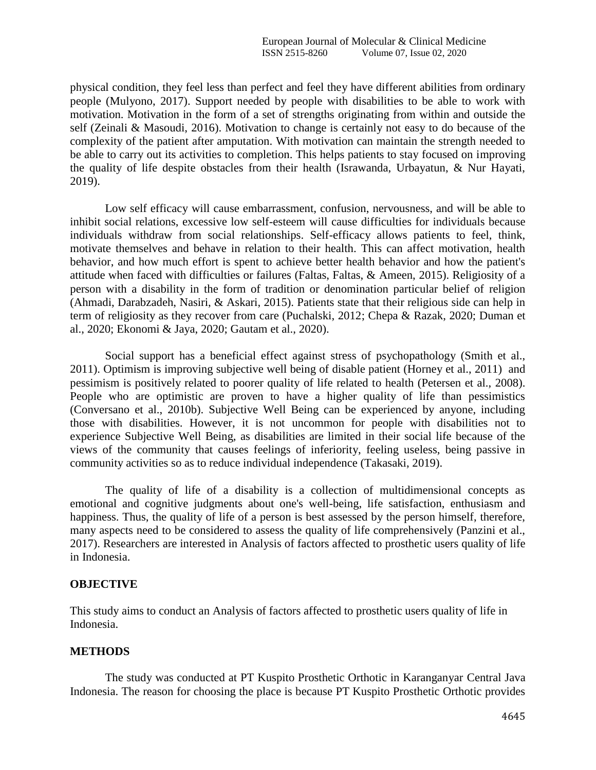physical condition, they feel less than perfect and feel they have different abilities from ordinary people (Mulyono, 2017). Support needed by people with disabilities to be able to work with motivation. Motivation in the form of a set of strengths originating from within and outside the self (Zeinali & Masoudi, 2016). Motivation to change is certainly not easy to do because of the complexity of the patient after amputation. With motivation can maintain the strength needed to be able to carry out its activities to completion. This helps patients to stay focused on improving the quality of life despite obstacles from their health (Israwanda, Urbayatun, & Nur Hayati, 2019).

Low self efficacy will cause embarrassment, confusion, nervousness, and will be able to inhibit social relations, excessive low self-esteem will cause difficulties for individuals because individuals withdraw from social relationships. Self-efficacy allows patients to feel, think, motivate themselves and behave in relation to their health. This can affect motivation, health behavior, and how much effort is spent to achieve better health behavior and how the patient's attitude when faced with difficulties or failures (Faltas, Faltas, & Ameen, 2015). Religiosity of a person with a disability in the form of tradition or denomination particular belief of religion (Ahmadi, Darabzadeh, Nasiri, & Askari, 2015). Patients state that their religious side can help in term of religiosity as they recover from care (Puchalski, 2012; Chepa & Razak, 2020; Duman et al., 2020; Ekonomi & Jaya, 2020; Gautam et al., 2020).

Social support has a beneficial effect against stress of psychopathology (Smith et al., 2011). Optimism is improving subjective well being of disable patient (Horney et al., 2011) and pessimism is positively related to poorer quality of life related to health (Petersen et al., 2008). People who are optimistic are proven to have a higher quality of life than pessimistics (Conversano et al., 2010b). Subjective Well Being can be experienced by anyone, including those with disabilities. However, it is not uncommon for people with disabilities not to experience Subjective Well Being, as disabilities are limited in their social life because of the views of the community that causes feelings of inferiority, feeling useless, being passive in community activities so as to reduce individual independence (Takasaki, 2019).

The quality of life of a disability is a collection of multidimensional concepts as emotional and cognitive judgments about one's well-being, life satisfaction, enthusiasm and happiness. Thus, the quality of life of a person is best assessed by the person himself, therefore, many aspects need to be considered to assess the quality of life comprehensively (Panzini et al., 2017). Researchers are interested in Analysis of factors affected to prosthetic users quality of life in Indonesia.

## OBJECTIVE

This study aims to conduct an Analysis of factors affected to prosthetic users quality of life in Indonesia.

## METHODS

The study was conducted at PT Kuspito Prosthetic Orthotic in Karanganyar Central Java Indonesia. The reason for choosing the place is because PT Kuspito Prosthetic Orthotic provides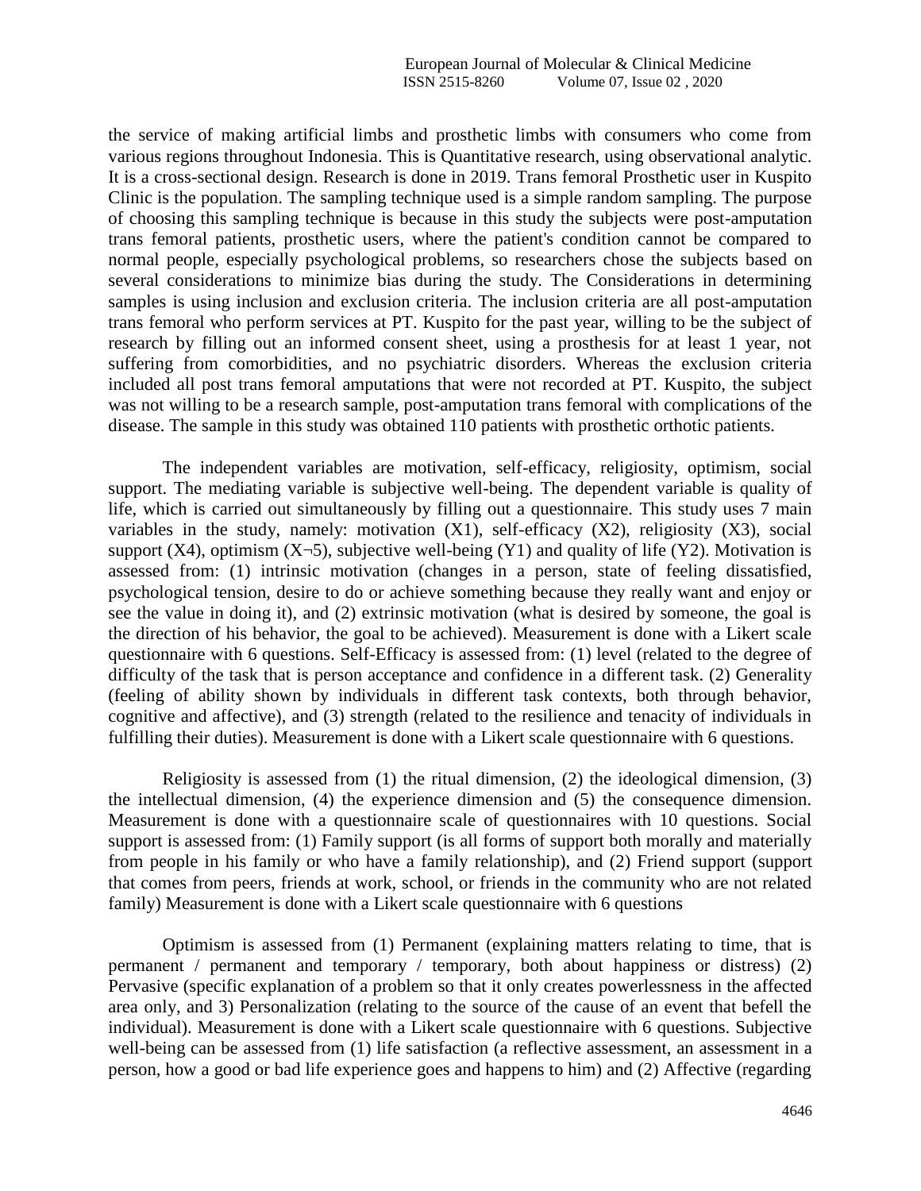the service of making artificial limbs and prosthetic limbs with consumers who come from various regions throughout Indonesia. This is Quantitative research, using observational analytic. It is a cross-sectional design. Research is done in 2019. Trans femoral Prosthetic user in Kuspito Clinic is the population. The sampling technique used is a simple random sampling. The purpose of choosing this sampling technique is because in this study the subjects were post-amputation trans femoral patients, prosthetic users, where the patient's condition cannot be compared to normal people, especially psychological problems, so researchers chose the subjects based on several considerations to minimize bias during the study. The Considerations in determining samples is using inclusion and exclusion criteria. The inclusion criteria are all post-amputation trans femoral who perform services at PT. Kuspito for the past year, willing to be the subject of research by filling out an informed consent sheet, using a prosthesis for at least 1 year, not suffering from comorbidities, and no psychiatric disorders. Whereas the exclusion criteria included all post trans femoral amputations that were not recorded at PT. Kuspito, the subject was not willing to be a research sample, post-amputation trans femoral with complications of the disease. The sample in this study was obtained 110 patients with prosthetic orthotic patients.

The independent variables are motivation, self-efficacy, religiosity, optimism, social support. The mediating variable is subjective well-being. The dependent variable is quality of life, which is carried out simultaneously by filling out a questionnaire. This study uses 7 main variables in the study, namely: motivation (X1), self-efficacy (X2), religiosity (X3), social support (X4), optimism (X¬5), subjective well-being (Y1) and quality of life (Y2). Motivation is assessed from: (1) intrinsic motivation (changes in a person, state of feeling dissatisfied, psychological tension, desire to do or achieve something because they really want and enjoy or see the value in doing it), and (2) extrinsic motivation (what is desired by someone, the goal is the direction of his behavior, the goal to be achieved). Measurement is done with a Likert scale questionnaire with 6 questions. Self-Efficacy is assessed from: (1) level (related to the degree of difficulty of the task that is person acceptance and confidence in a different task. (2) Generality (feeling of ability shown by individuals in different task contexts, both through behavior, cognitive and affective), and (3) strength (related to the resilience and tenacity of individuals in fulfilling their duties). Measurement is done with a Likert scale questionnaire with 6 questions.

Religiosity is assessed from (1) the ritual dimension, (2) the ideological dimension, (3) the intellectual dimension, (4) the experience dimension and (5) the consequence dimension. Measurement is done with a questionnaire scale of questionnaires with 10 questions. Social support is assessed from: (1) Family support (is all forms of support both morally and materially from people in his family or who have a family relationship), and (2) Friend support (support that comes from peers, friends at work, school, or friends in the community who are not related family) Measurement is done with a Likert scale questionnaire with 6 questions

Optimism is assessed from (1) Permanent (explaining matters relating to time, that is permanent / permanent and temporary / temporary, both about happiness or distress) (2) Pervasive (specific explanation of a problem so that it only creates powerlessness in the affected area only, and 3) Personalization (relating to the source of the cause of an event that befell the individual). Measurement is done with a Likert scale questionnaire with 6 questions. Subjective well-being can be assessed from (1) life satisfaction (a reflective assessment, an assessment in a person, how a good or bad life experience goes and happens to him) and (2) Affective (regarding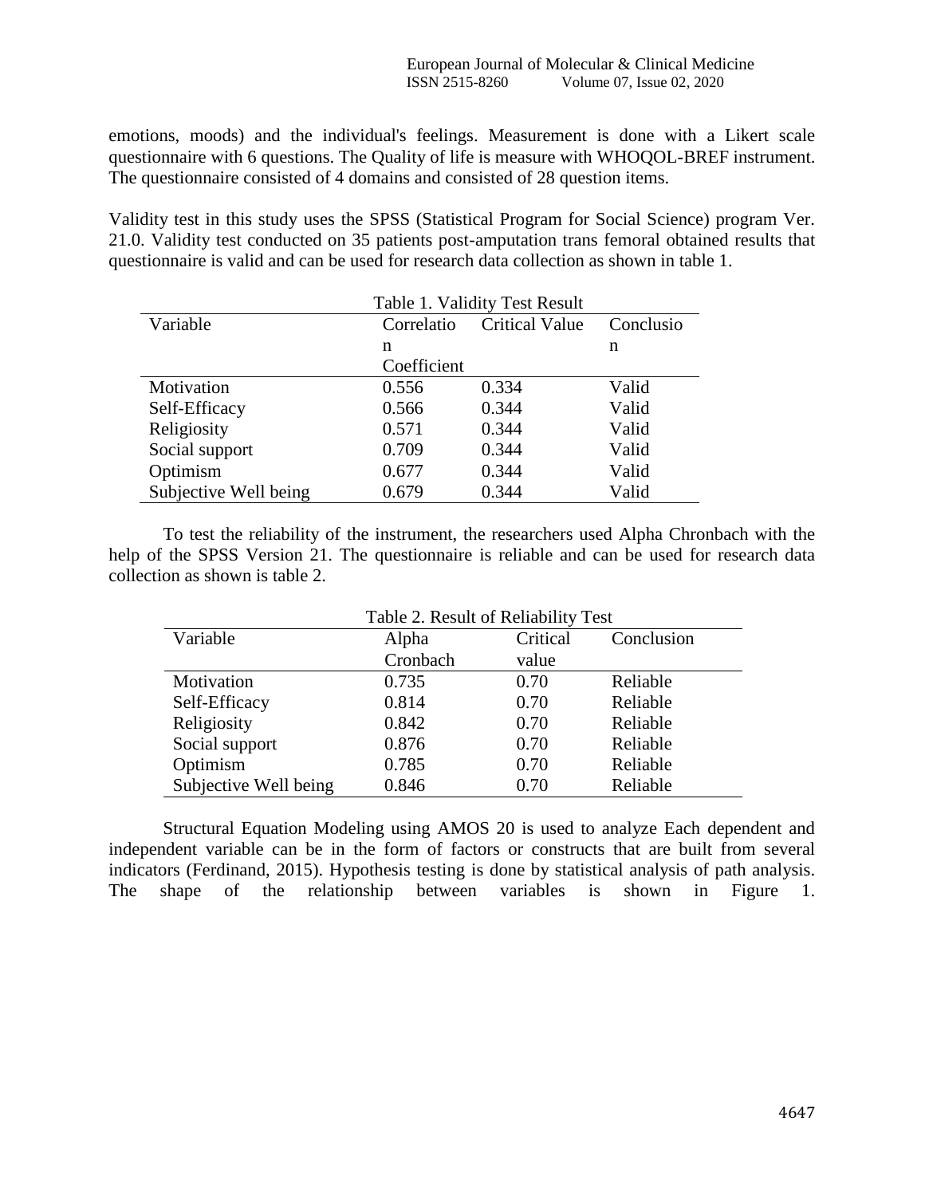emotions, moods) and the individual's feelings. Measurement is done with a Likert scale questionnaire with 6 questions. The Quality of life is measure with WHOQOL-BREF instrument. The questionnaire consisted of 4 domains and consisted of 28 question items.

Validity test in this study uses the SPSS (Statistical Program for Social Science) program Ver. 21.0. Validity test conducted on 35 patients post-amputation trans femoral obtained results that questionnaire is valid and can be used for research data collection as shown in table 1.

Table 1. Validity Test Result

| Variable | Correlation Coefficient | Critical Value | Conclusion |
|---|---|---|---|
| Motivation | 0.556 | 0.334 | Valid |
| Self-Efficacy | 0.566 | 0.344 | Valid |
| Religiosity | 0.571 | 0.344 | Valid |
| Social support | 0.709 | 0.344 | Valid |
| Optimism | 0.677 | 0.344 | Valid |
| Subjective Well being | 0.679 | 0.344 | Valid |

To test the reliability of the instrument, the researchers used Alpha Chronbach with the help of the SPSS Version 21. The questionnaire is reliable and can be used for research data collection as shown is table 2.

Table 2. Result of Reliability Test

| Variable | Alpha Cronbach | Critical value | Conclusion |
|---|---|---|---|
| Motivation | 0.735 | 0.70 | Reliable |
| Self-Efficacy | 0.814 | 0.70 | Reliable |
| Religiosity | 0.842 | 0.70 | Reliable |
| Social support | 0.876 | 0.70 | Reliable |
| Optimism | 0.785 | 0.70 | Reliable |
| Subjective Well being | 0.846 | 0.70 | Reliable |

Structural Equation Modeling using AMOS 20 is used to analyze Each dependent and independent variable can be in the form of factors or constructs that are built from several indicators (Ferdinand, 2015). Hypothesis testing is done by statistical analysis of path analysis. The shape of the relationship between variables is shown in Figure 1.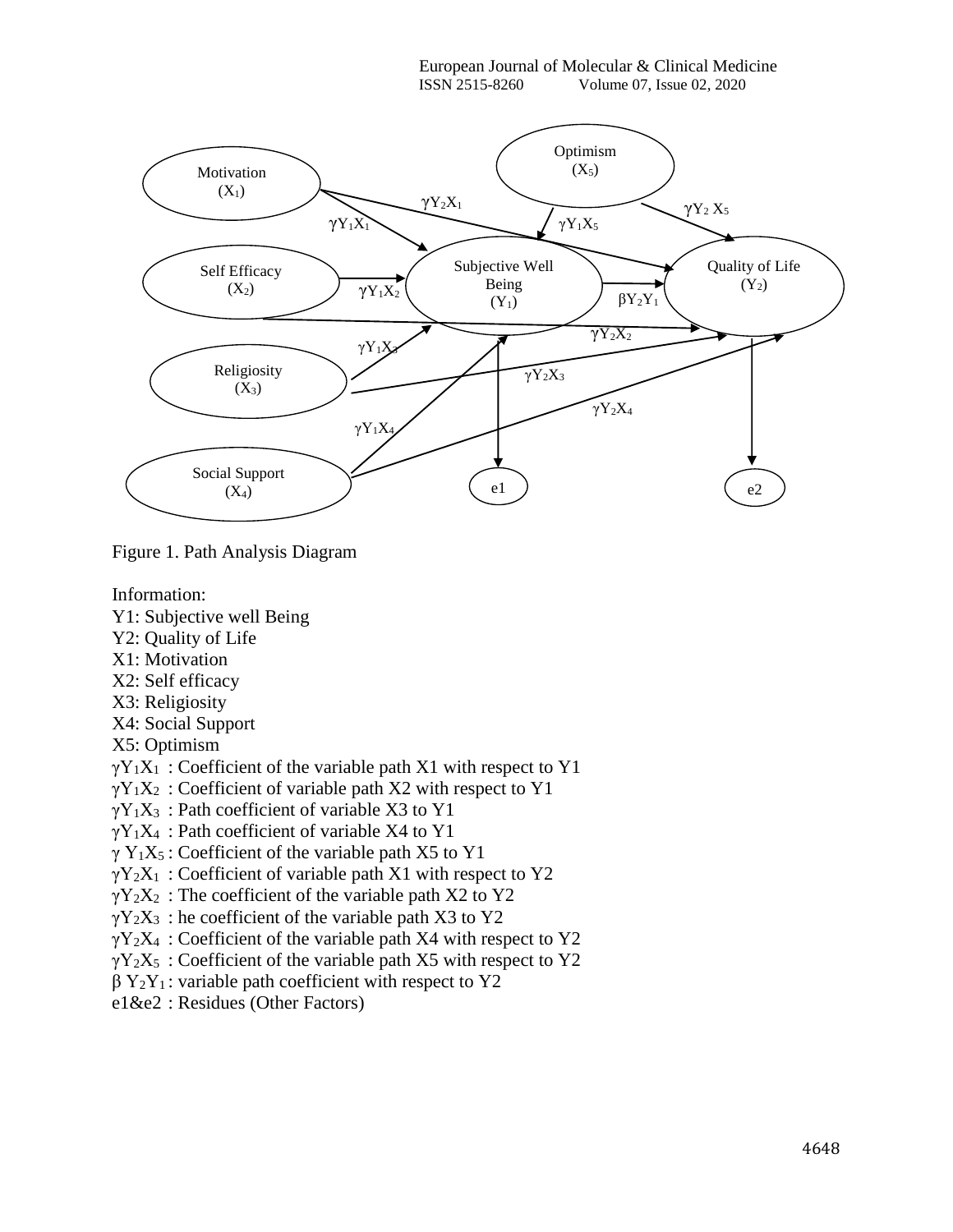Figure 1. Path Analysis Diagram

Information:

Y1: Subjective well Being

Y2: Quality of Life

X1: Motivation

X2: Self efficacy

X3: Religiosity

X4: Social Support

X5: Optimism

$\gamma Y_1X_1$ : Coefficient of the variable path X1 with respect to Y1

$\gamma Y_1X_2$ : Coefficient of variable path X2 with respect to Y1

$\gamma Y_1X_3$ : Path coefficient of variable X3 to Y1

$\gamma Y_1X_4$ : Path coefficient of variable X4 to Y1

$\gamma Y_1X_5$ : Coefficient of the variable path X5 to Y1

$\gamma Y_2X_1$ : Coefficient of variable path X1 with respect to Y2

$\gamma Y_2X_2$ : The coefficient of the variable path X2 to Y2

$\gamma Y_2X_3$ : he coefficient of the variable path X3 to Y2

$\gamma Y_2X_4$ : Coefficient of the variable path X4 with respect to Y2

$\gamma Y_2X_5$ : Coefficient of the variable path X5 with respect to Y2

$\beta Y_2Y_1$ : variable path coefficient with respect to Y2

e1&e2 : Residues (Other Factors)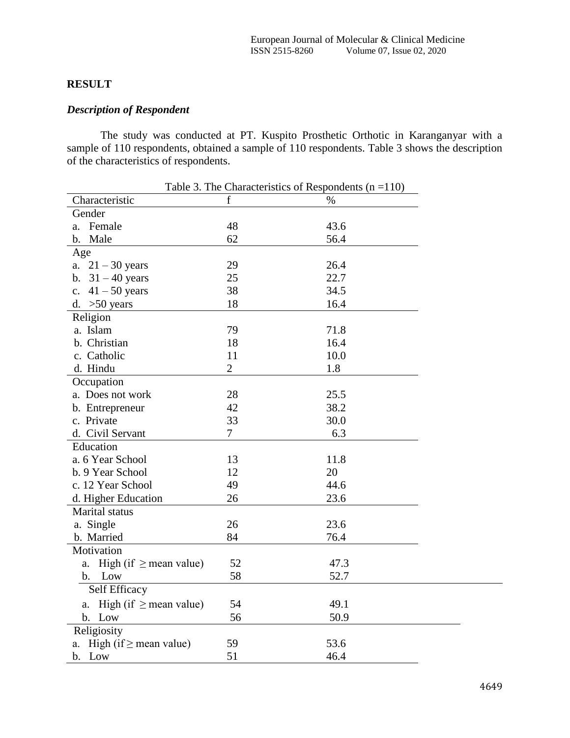## RESULT

### *Description of Respondent*

The study was conducted at PT. Kuspito Prosthetic Orthotic in Karanganyar with a sample of 110 respondents, obtained a sample of 110 respondents. Table 3 shows the description of the characteristics of respondents.

Table 3. The Characteristics of Respondents (n =110)

| Characteristic | f | % |
|---|---|---|
| Gender | | |
| a. Female | 48 | 43.6 |
| b. Male | 62 | 56.4 |
| Age | | |
| a. 21 – 30 years | 29 | 26.4 |
| b. 31 – 40 years | 25 | 22.7 |
| c. 41 – 50 years | 38 | 34.5 |
| d. >50 years | 18 | 16.4 |
| Religion | | |
| a. Islam | 79 | 71.8 |
| b. Christian | 18 | 16.4 |
| c. Catholic | 11 | 10.0 |
| d. Hindu | 2 | 1.8 |
| Occupation | | |
| a. Does not work | 28 | 25.5 |
| b. Entrepreneur | 42 | 38.2 |
| c. Private | 33 | 30.0 |
| d. Civil Servant | 7 | 6.3 |
| Education | | |
| a. 6 Year School | 13 | 11.8 |
| b. 9 Year School | 12 | 20 |
| c. 12 Year School | 49 | 44.6 |
| d. Higher Education | 26 | 23.6 |
| Marital status | | |
| a. Single | 26 | 23.6 |
| b. Married | 84 | 76.4 |
| Motivation | | |
| a. High (if ≥ mean value) | 52 | 47.3 |
| b. Low | 58 | 52.7 |
| Self Efficacy | | |
| a. High (if ≥ mean value) | 54 | 49.1 |
| b. Low | 56 | 50.9 |
| Religiosity | | |
| a. High (if ≥ mean value) | 59 | 53.6 |
| b. Low | 51 | 46.4 |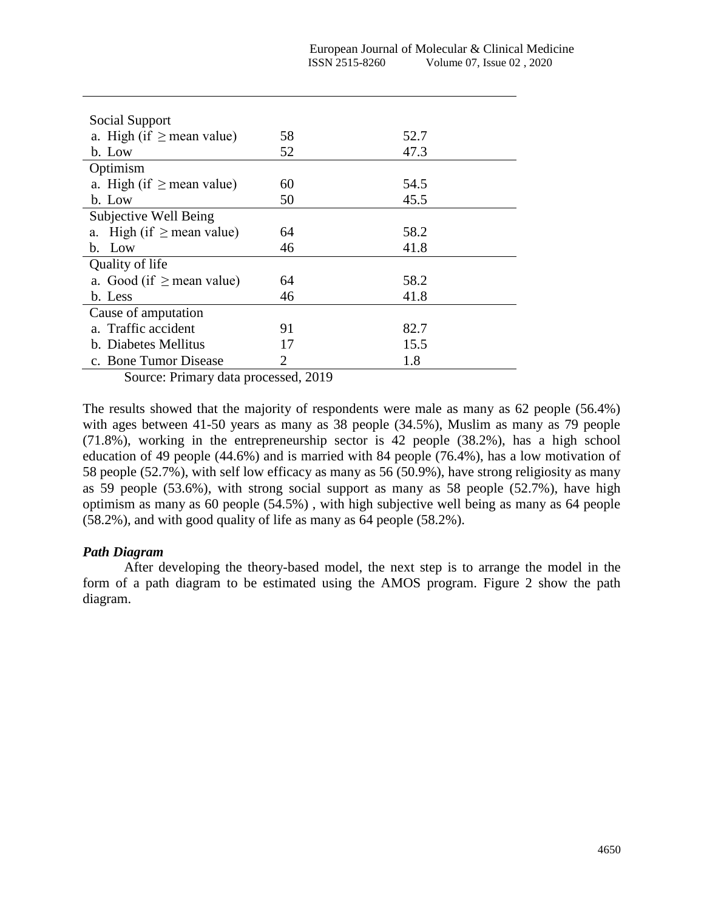| | | |
|---|---|---|
| Social Support | | |
| a. High (if ≥ mean value) | 58 | 52.7 |
| b. Low | 52 | 47.3 |
| Optimism | | |
| a. High (if ≥ mean value) | 60 | 54.5 |
| b. Low | 50 | 45.5 |
| Subjective Well Being | | |
| a. High (if ≥ mean value) | 64 | 58.2 |
| b. Low | 46 | 41.8 |
| Quality of life | | |
| a. Good (if ≥ mean value) | 64 | 58.2 |
| b. Less | 46 | 41.8 |
| Cause of amputation | | |
| a. Traffic accident | 91 | 82.7 |
| b. Diabetes Mellitus | 17 | 15.5 |
| c. Bone Tumor Disease | 2 | 1.8 |

Source: Primary data processed, 2019

The results showed that the majority of respondents were male as many as 62 people (56.4%) with ages between 41-50 years as many as 38 people (34.5%), Muslim as many as 79 people (71.8%), working in the entrepreneurship sector is 42 people (38.2%), has a high school education of 49 people (44.6%) and is married with 84 people (76.4%), has a low motivation of 58 people (52.7%), with self low efficacy as many as 56 (50.9%), have strong religiosity as many as 59 people (53.6%), with strong social support as many as 58 people (52.7%), have high optimism as many as 60 people (54.5%) , with high subjective well being as many as 64 people (58.2%), and with good quality of life as many as 64 people (58.2%).

***Path Diagram***

After developing the theory-based model, the next step is to arrange the model in the form of a path diagram to be estimated using the AMOS program. Figure 2 show the path diagram.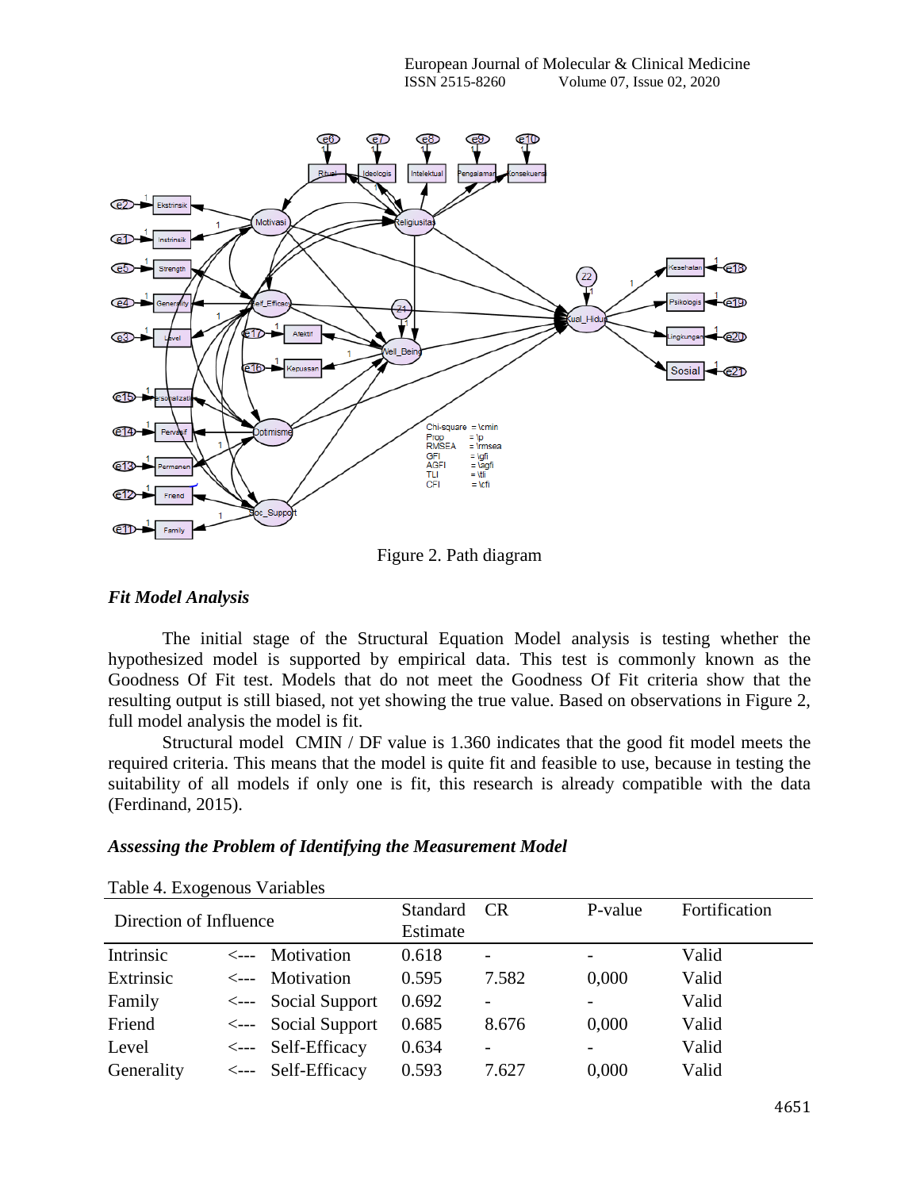Figure 2. Path diagram

### *Fit Model Analysis*

The initial stage of the Structural Equation Model analysis is testing whether the hypothesized model is supported by empirical data. This test is commonly known as the Goodness Of Fit test. Models that do not meet the Goodness Of Fit criteria show that the resulting output is still biased, not yet showing the true value. Based on observations in Figure 2, full model analysis the model is fit.

Structural model CMIN / DF value is 1.360 indicates that the good fit model meets the required criteria. This means that the model is quite fit and feasible to use, because in testing the suitability of all models if only one is fit, this research is already compatible with the data (Ferdinand, 2015).

### *Assessing the Problem of Identifying the Measurement Model*

Table 4. Exogenous Variables

| Direction of Influence | | | Standard Estimate | CR | P-value | Fortification |
|---|---|---|---|---|---|---|
| Intrinsic | <--- | Motivation | 0.618 | - | - | Valid |
| Extrinsic | <--- | Motivation | 0.595 | 7.582 | 0,000 | Valid |
| Family | <--- | Social Support | 0.692 | - | - | Valid |
| Friend | <--- | Social Support | 0.685 | 8.676 | 0,000 | Valid |
| Level | <--- | Self-Efficacy | 0.634 | - | - | Valid |
| Generality | <--- | Self-Efficacy | 0.593 | 7.627 | 0,000 | Valid |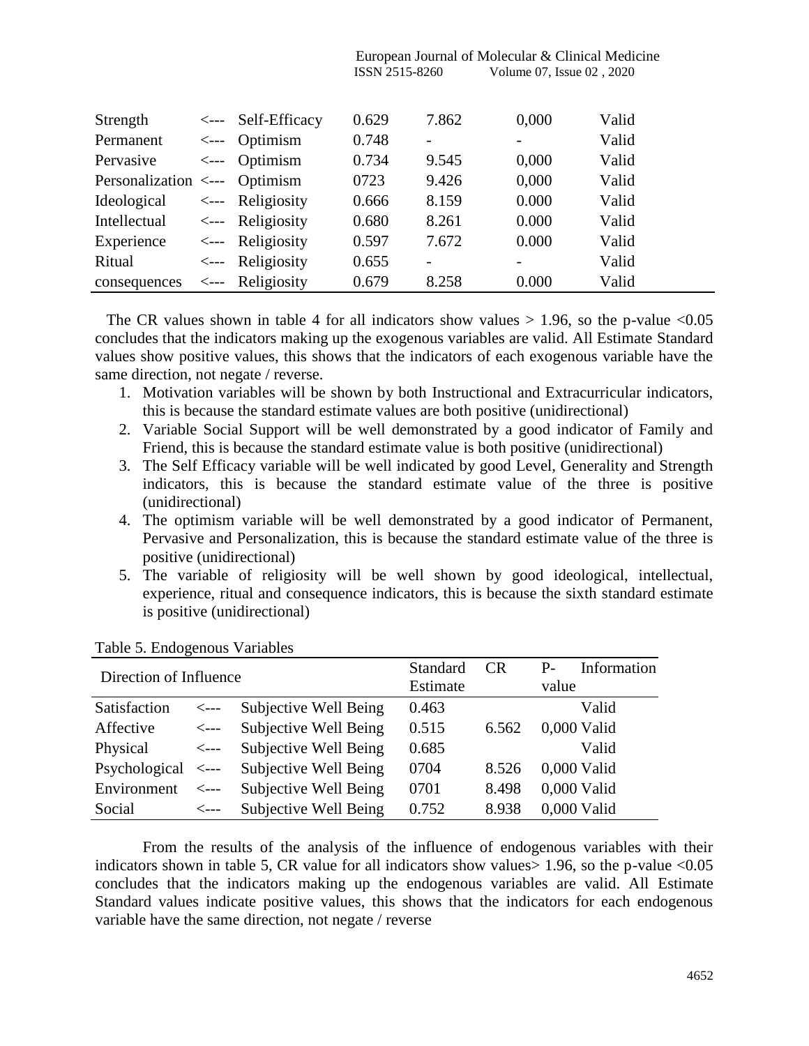| | | | | | | |
|---|---|---|---|---|---|---|
| Strength | <--- | Self-Efficacy | 0.629 | 7.862 | 0,000 | Valid |
| Permanent | <--- | Optimism | 0.748 | - | - | Valid |
| Pervasive | <--- | Optimism | 0.734 | 9.545 | 0,000 | Valid |
| Personalization | <--- | Optimism | 0723 | 9.426 | 0,000 | Valid |
| Ideological | <--- | Religiosity | 0.666 | 8.159 | 0.000 | Valid |
| Intellectual | <--- | Religiosity | 0.680 | 8.261 | 0.000 | Valid |
| Experience | <--- | Religiosity | 0.597 | 7.672 | 0.000 | Valid |
| Ritual | <--- | Religiosity | 0.655 | - | - | Valid |
| consequences | <--- | Religiosity | 0.679 | 8.258 | 0.000 | Valid |

The CR values shown in table 4 for all indicators show values > 1.96, so the p-value <0.05 concludes that the indicators making up the exogenous variables are valid. All Estimate Standard values show positive values, this shows that the indicators of each exogenous variable have the same direction, not negate / reverse.

1. Motivation variables will be shown by both Instructional and Extracurricular indicators, this is because the standard estimate values are both positive (unidirectional)
2. Variable Social Support will be well demonstrated by a good indicator of Family and Friend, this is because the standard estimate value is both positive (unidirectional)
3. The Self Efficacy variable will be well indicated by good Level, Generality and Strength indicators, this is because the standard estimate value of the three is positive (unidirectional)
4. The optimism variable will be well demonstrated by a good indicator of Permanent, Pervasive and Personalization, this is because the standard estimate value of the three is positive (unidirectional)
5. The variable of religiosity will be well shown by good ideological, intellectual, experience, ritual and consequence indicators, this is because the sixth standard estimate is positive (unidirectional)

Table 5. Endogenous Variables

| Direction of Influence | | | Standard Estimate | CR | P-value | Information |
|---|---|---|---|---|---|---|
| Satisfaction | <--- | Subjective Well Being | 0.463 | | | Valid |
| Affective | <--- | Subjective Well Being | 0.515 | 6.562 | 0,000 | Valid |
| Physical | <--- | Subjective Well Being | 0.685 | | | Valid |
| Psychological | <--- | Subjective Well Being | 0704 | 8.526 | 0,000 | Valid |
| Environment | <--- | Subjective Well Being | 0701 | 8.498 | 0,000 | Valid |
| Social | <--- | Subjective Well Being | 0.752 | 8.938 | 0,000 | Valid |

From the results of the analysis of the influence of endogenous variables with their indicators shown in table 5, CR value for all indicators show values> 1.96, so the p-value <0.05 concludes that the indicators making up the endogenous variables are valid. All Estimate Standard values indicate positive values, this shows that the indicators for each endogenous variable have the same direction, not negate / reverse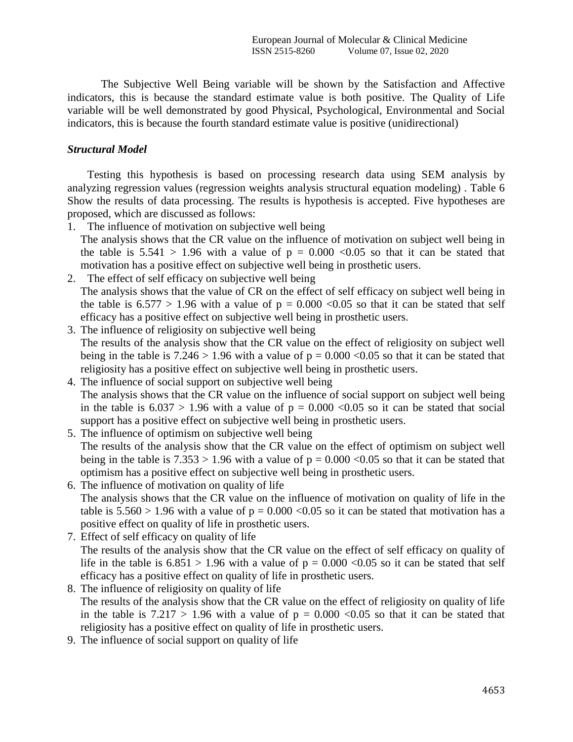The Subjective Well Being variable will be shown by the Satisfaction and Affective indicators, this is because the standard estimate value is both positive. The Quality of Life variable will be well demonstrated by good Physical, Psychological, Environmental and Social indicators, this is because the fourth standard estimate value is positive (unidirectional)

### *Structural Model*

Testing this hypothesis is based on processing research data using SEM analysis by analyzing regression values (regression weights analysis structural equation modeling) . Table 6 Show the results of data processing. The results is hypothesis is accepted. Five hypotheses are proposed, which are discussed as follows:

1. The influence of motivation on subjective well being
   The analysis shows that the CR value on the influence of motivation on subject well being in the table is $5.541 > 1.96$ with a value of $p = 0.000 < 0.05$ so that it can be stated that motivation has a positive effect on subjective well being in prosthetic users.
2. The effect of self efficacy on subjective well being
   The analysis shows that the value of CR on the effect of self efficacy on subject well being in the table is $6.577 > 1.96$ with a value of $p = 0.000 < 0.05$ so that it can be stated that self efficacy has a positive effect on subjective well being in prosthetic users.
3. The influence of religiosity on subjective well being
   The results of the analysis show that the CR value on the effect of religiosity on subject well being in the table is $7.246 > 1.96$ with a value of $p = 0.000 < 0.05$ so that it can be stated that religiosity has a positive effect on subjective well being in prosthetic users.
4. The influence of social support on subjective well being
   The analysis shows that the CR value on the influence of social support on subject well being in the table is $6.037 > 1.96$ with a value of $p = 0.000 < 0.05$ so it can be stated that social support has a positive effect on subjective well being in prosthetic users.
5. The influence of optimism on subjective well being
   The results of the analysis show that the CR value on the effect of optimism on subject well being in the table is $7.353 > 1.96$ with a value of $p = 0.000 < 0.05$ so that it can be stated that optimism has a positive effect on subjective well being in prosthetic users.
6. The influence of motivation on quality of life
   The analysis shows that the CR value on the influence of motivation on quality of life in the table is $5.560 > 1.96$ with a value of $p = 0.000 < 0.05$ so it can be stated that motivation has a positive effect on quality of life in prosthetic users.
7. Effect of self efficacy on quality of life
   The results of the analysis show that the CR value on the effect of self efficacy on quality of life in the table is $6.851 > 1.96$ with a value of $p = 0.000 < 0.05$ so it can be stated that self efficacy has a positive effect on quality of life in prosthetic users.
8. The influence of religiosity on quality of life
   The results of the analysis show that the CR value on the effect of religiosity on quality of life in the table is $7.217 > 1.96$ with a value of $p = 0.000 < 0.05$ so that it can be stated that religiosity has a positive effect on quality of life in prosthetic users.
9. The influence of social support on quality of life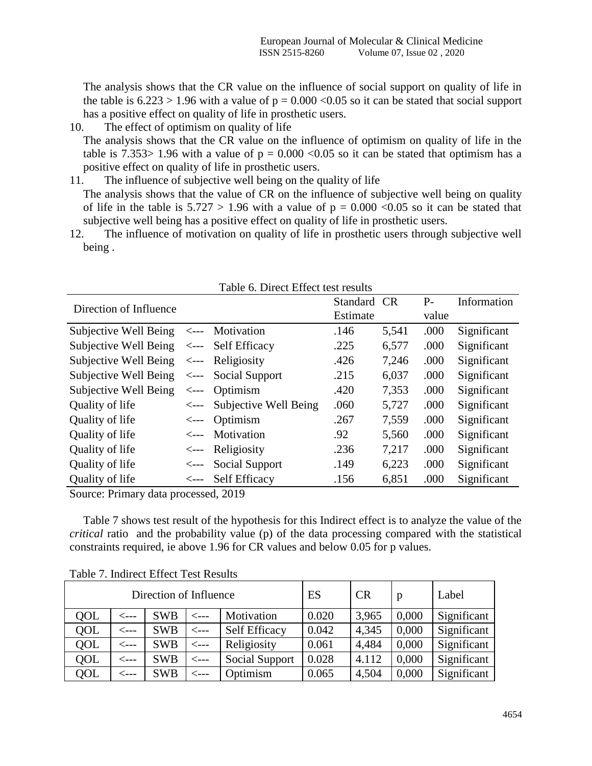The analysis shows that the CR value on the influence of social support on quality of life in the table is $6.223 > 1.96$ with a value of $p = 0.000 < 0.05$ so it can be stated that social support has a positive effect on quality of life in prosthetic users.

10. The effect of optimism on quality of life

The analysis shows that the CR value on the influence of optimism on quality of life in the table is $7.353 > 1.96$ with a value of $p = 0.000 < 0.05$ so it can be stated that optimism has a positive effect on quality of life in prosthetic users.

11. The influence of subjective well being on the quality of life

The analysis shows that the value of CR on the influence of subjective well being on quality of life in the table is $5.727 > 1.96$ with a value of $p = 0.000 < 0.05$ so it can be stated that subjective well being has a positive effect on quality of life in prosthetic users.

12. The influence of motivation on quality of life in prosthetic users through subjective well being .

Table 6. Direct Effect test results

| Direction of Influence | | | Standard Estimate | CR | P-value | Information |
|---|---|---|---|---|---|---|
| Subjective Well Being | <--- | Motivation | .146 | 5,541 | .000 | Significant |
| Subjective Well Being | <--- | Self Efficacy | .225 | 6,577 | .000 | Significant |
| Subjective Well Being | <--- | Religiosity | .426 | 7,246 | .000 | Significant |
| Subjective Well Being | <--- | Social Support | .215 | 6,037 | .000 | Significant |
| Subjective Well Being | <--- | Optimism | .420 | 7,353 | .000 | Significant |
| Quality of life | <--- | Subjective Well Being | .060 | 5,727 | .000 | Significant |
| Quality of life | <--- | Optimism | .267 | 7,559 | .000 | Significant |
| Quality of life | <--- | Motivation | .92 | 5,560 | .000 | Significant |
| Quality of life | <--- | Religiosity | .236 | 7,217 | .000 | Significant |
| Quality of life | <--- | Social Support | .149 | 6,223 | .000 | Significant |
| Quality of life | <--- | Self Efficacy | .156 | 6,851 | .000 | Significant |

Source: Primary data processed, 2019

Table 7 shows test result of the hypothesis for this Indirect effect is to analyze the value of the *critical* ratio and the probability value (p) of the data processing compared with the statistical constraints required, ie above 1.96 for CR values and below 0.05 for p values.

Table 7. Indirect Effect Test Results

| Direction of Influence | | | | | ES | CR | p | Label |
|---|---|---|---|---|---|---|---|---|
| QOL | <--- | SWB | <--- | Motivation | 0.020 | 3,965 | 0,000 | Significant |
| QOL | <--- | SWB | <--- | Self Efficacy | 0.042 | 4,345 | 0,000 | Significant |
| QOL | <--- | SWB | <--- | Religiosity | 0.061 | 4,484 | 0,000 | Significant |
| QOL | <--- | SWB | <--- | Social Support | 0.028 | 4.112 | 0,000 | Significant |
| QOL | <--- | SWB | <--- | Optimism | 0.065 | 4,504 | 0,000 | Significant |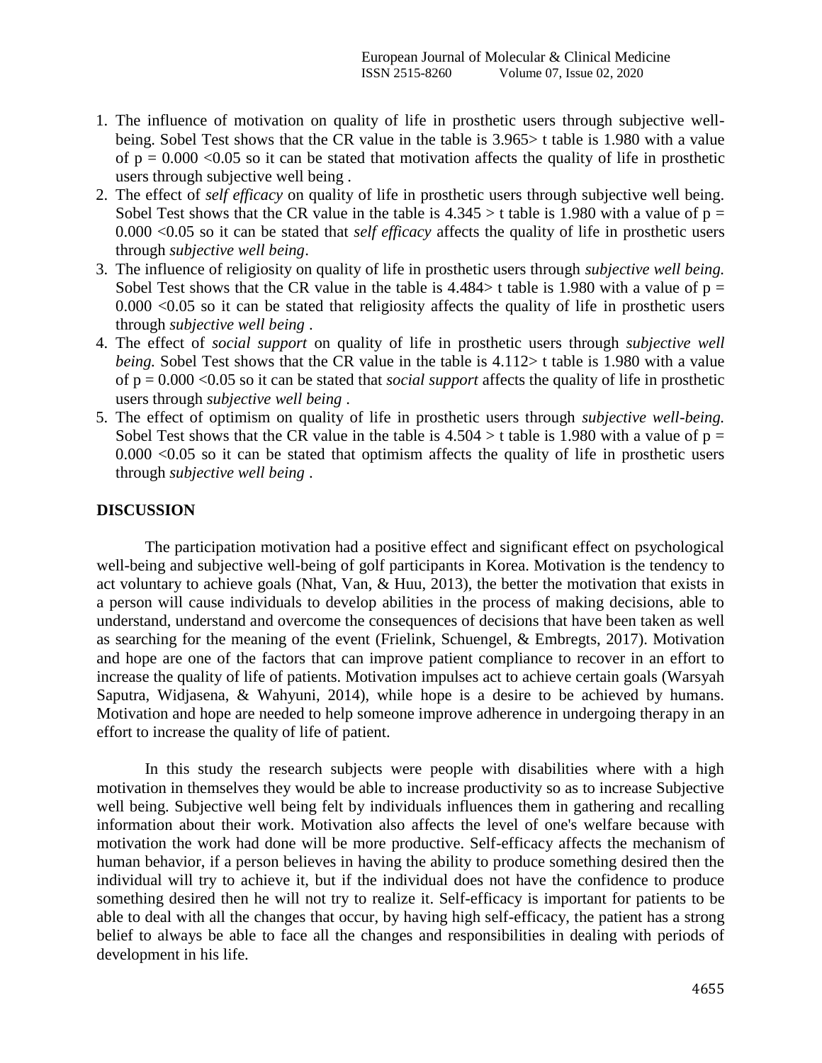1. The influence of motivation on quality of life in prosthetic users through subjective well-being. Sobel Test shows that the CR value in the table is 3.965> t table is 1.980 with a value of $p = 0.000 < 0.05$ so it can be stated that motivation affects the quality of life in prosthetic users through subjective well being .
2. The effect of *self efficacy* on quality of life in prosthetic users through subjective well being. Sobel Test shows that the CR value in the table is 4.345 > t table is 1.980 with a value of $p = 0.000 < 0.05$ so it can be stated that *self efficacy* affects the quality of life in prosthetic users through *subjective well being*.
3. The influence of religiosity on quality of life in prosthetic users through *subjective well being.* Sobel Test shows that the CR value in the table is 4.484> t table is 1.980 with a value of $p = 0.000 < 0.05$ so it can be stated that religiosity affects the quality of life in prosthetic users through *subjective well being* .
4. The effect of *social support* on quality of life in prosthetic users through *subjective well being.* Sobel Test shows that the CR value in the table is 4.112> t table is 1.980 with a value of $p = 0.000 < 0.05$ so it can be stated that *social support* affects the quality of life in prosthetic users through *subjective well being* .
5. The effect of optimism on quality of life in prosthetic users through *subjective well-being.* Sobel Test shows that the CR value in the table is 4.504 > t table is 1.980 with a value of $p = 0.000 < 0.05$ so it can be stated that optimism affects the quality of life in prosthetic users through *subjective well being* .

## DISCUSSION

The participation motivation had a positive effect and significant effect on psychological well-being and subjective well-being of golf participants in Korea. Motivation is the tendency to act voluntary to achieve goals (Nhat, Van, & Huu, 2013), the better the motivation that exists in a person will cause individuals to develop abilities in the process of making decisions, able to understand, understand and overcome the consequences of decisions that have been taken as well as searching for the meaning of the event (Frielink, Schuengel, & Embregts, 2017). Motivation and hope are one of the factors that can improve patient compliance to recover in an effort to increase the quality of life of patients. Motivation impulses act to achieve certain goals (Warsyah Saputra, Widjasena, & Wahyuni, 2014), while hope is a desire to be achieved by humans. Motivation and hope are needed to help someone improve adherence in undergoing therapy in an effort to increase the quality of life of patient.

In this study the research subjects were people with disabilities where with a high motivation in themselves they would be able to increase productivity so as to increase Subjective well being. Subjective well being felt by individuals influences them in gathering and recalling information about their work. Motivation also affects the level of one's welfare because with motivation the work had done will be more productive. Self-efficacy affects the mechanism of human behavior, if a person believes in having the ability to produce something desired then the individual will try to achieve it, but if the individual does not have the confidence to produce something desired then he will not try to realize it. Self-efficacy is important for patients to be able to deal with all the changes that occur, by having high self-efficacy, the patient has a strong belief to always be able to face all the changes and responsibilities in dealing with periods of development in his life.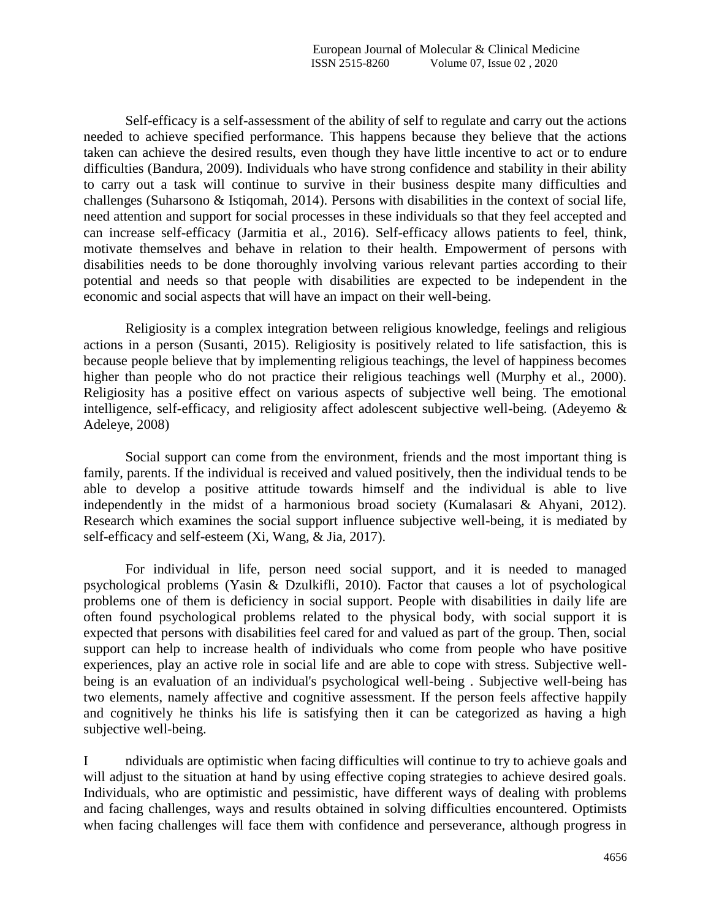Self-efficacy is a self-assessment of the ability of self to regulate and carry out the actions needed to achieve specified performance. This happens because they believe that the actions taken can achieve the desired results, even though they have little incentive to act or to endure difficulties (Bandura, 2009). Individuals who have strong confidence and stability in their ability to carry out a task will continue to survive in their business despite many difficulties and challenges (Suharsono & Istiqomah, 2014). Persons with disabilities in the context of social life, need attention and support for social processes in these individuals so that they feel accepted and can increase self-efficacy (Jarmitia et al., 2016). Self-efficacy allows patients to feel, think, motivate themselves and behave in relation to their health. Empowerment of persons with disabilities needs to be done thoroughly involving various relevant parties according to their potential and needs so that people with disabilities are expected to be independent in the economic and social aspects that will have an impact on their well-being.

Religiosity is a complex integration between religious knowledge, feelings and religious actions in a person (Susanti, 2015). Religiosity is positively related to life satisfaction, this is because people believe that by implementing religious teachings, the level of happiness becomes higher than people who do not practice their religious teachings well (Murphy et al., 2000). Religiosity has a positive effect on various aspects of subjective well being. The emotional intelligence, self-efficacy, and religiosity affect adolescent subjective well-being. (Adeyemo & Adeleye, 2008)

Social support can come from the environment, friends and the most important thing is family, parents. If the individual is received and valued positively, then the individual tends to be able to develop a positive attitude towards himself and the individual is able to live independently in the midst of a harmonious broad society (Kumalasari & Ahyani, 2012). Research which examines the social support influence subjective well-being, it is mediated by self-efficacy and self-esteem (Xi, Wang, & Jia, 2017).

For individual in life, person need social support, and it is needed to managed psychological problems (Yasin & Dzulkifli, 2010). Factor that causes a lot of psychological problems one of them is deficiency in social support. People with disabilities in daily life are often found psychological problems related to the physical body, with social support it is expected that persons with disabilities feel cared for and valued as part of the group. Then, social support can help to increase health of individuals who come from people who have positive experiences, play an active role in social life and are able to cope with stress. Subjective well-being is an evaluation of an individual's psychological well-being . Subjective well-being has two elements, namely affective and cognitive assessment. If the person feels affective happily and cognitively he thinks his life is satisfying then it can be categorized as having a high subjective well-being.

Individuals are optimistic when facing difficulties will continue to try to achieve goals and will adjust to the situation at hand by using effective coping strategies to achieve desired goals. Individuals, who are optimistic and pessimistic, have different ways of dealing with problems and facing challenges, ways and results obtained in solving difficulties encountered. Optimists when facing challenges will face them with confidence and perseverance, although progress in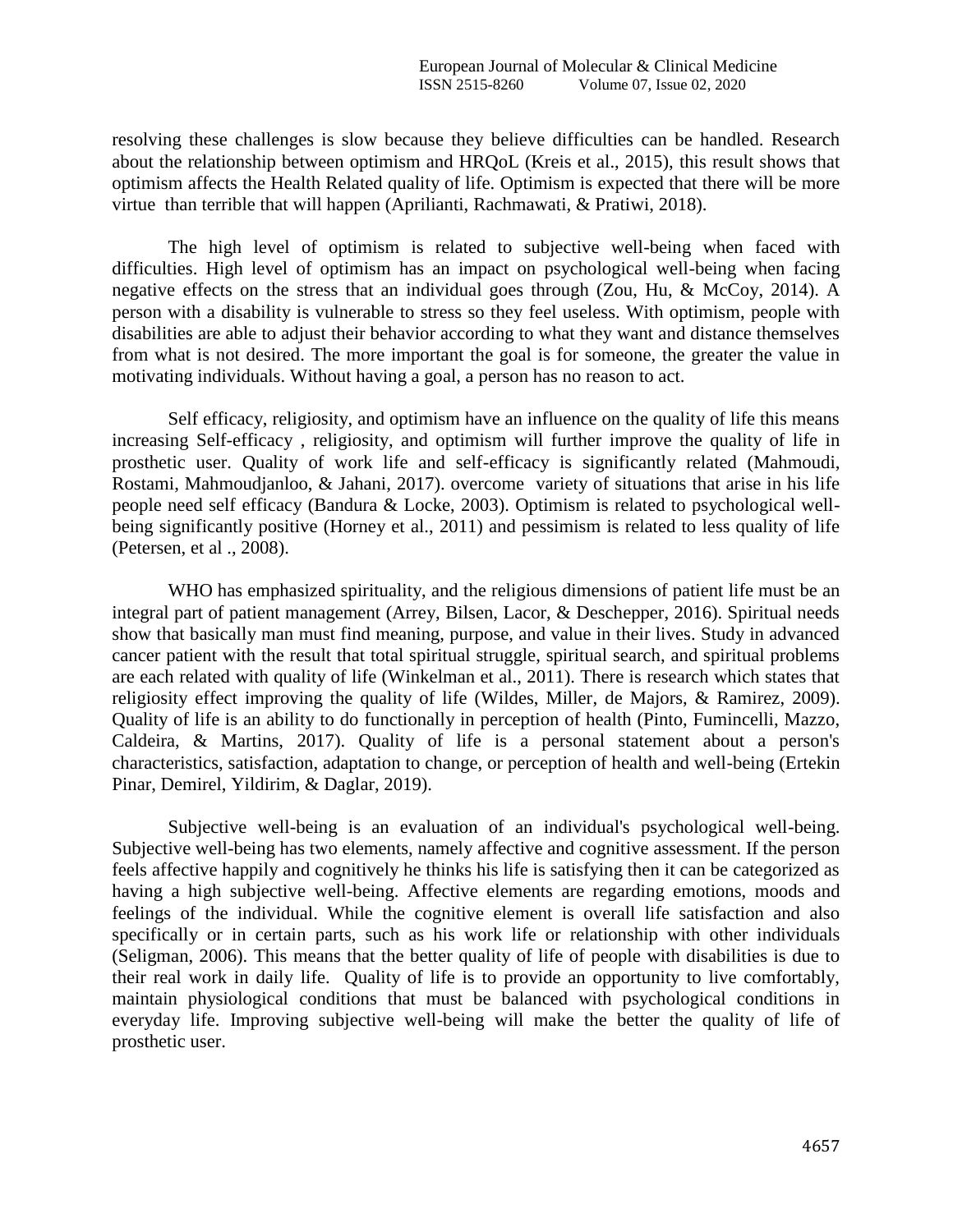resolving these challenges is slow because they believe difficulties can be handled. Research about the relationship between optimism and HRQoL (Kreis et al., 2015), this result shows that optimism affects the Health Related quality of life. Optimism is expected that there will be more virtue than terrible that will happen (Aprilianti, Rachmawati, & Pratiwi, 2018).

The high level of optimism is related to subjective well-being when faced with difficulties. High level of optimism has an impact on psychological well-being when facing negative effects on the stress that an individual goes through (Zou, Hu, & McCoy, 2014). A person with a disability is vulnerable to stress so they feel useless. With optimism, people with disabilities are able to adjust their behavior according to what they want and distance themselves from what is not desired. The more important the goal is for someone, the greater the value in motivating individuals. Without having a goal, a person has no reason to act.

Self efficacy, religiosity, and optimism have an influence on the quality of life this means increasing Self-efficacy , religiosity, and optimism will further improve the quality of life in prosthetic user. Quality of work life and self-efficacy is significantly related (Mahmoudi, Rostami, Mahmoudjanloo, & Jahani, 2017). overcome variety of situations that arise in his life people need self efficacy (Bandura & Locke, 2003). Optimism is related to psychological well-being significantly positive (Horney et al., 2011) and pessimism is related to less quality of life (Petersen, et al ., 2008).

WHO has emphasized spirituality, and the religious dimensions of patient life must be an integral part of patient management (Arrey, Bilsen, Lacor, & Deschepper, 2016). Spiritual needs show that basically man must find meaning, purpose, and value in their lives. Study in advanced cancer patient with the result that total spiritual struggle, spiritual search, and spiritual problems are each related with quality of life (Winkelman et al., 2011). There is research which states that religiosity effect improving the quality of life (Wildes, Miller, de Majors, & Ramirez, 2009). Quality of life is an ability to do functionally in perception of health (Pinto, Fumincelli, Mazzo, Caldeira, & Martins, 2017). Quality of life is a personal statement about a person's characteristics, satisfaction, adaptation to change, or perception of health and well-being (Ertekin Pinar, Demirel, Yildirim, & Daglar, 2019).

Subjective well-being is an evaluation of an individual's psychological well-being. Subjective well-being has two elements, namely affective and cognitive assessment. If the person feels affective happily and cognitively he thinks his life is satisfying then it can be categorized as having a high subjective well-being. Affective elements are regarding emotions, moods and feelings of the individual. While the cognitive element is overall life satisfaction and also specifically or in certain parts, such as his work life or relationship with other individuals (Seligman, 2006). This means that the better quality of life of people with disabilities is due to their real work in daily life. Quality of life is to provide an opportunity to live comfortably, maintain physiological conditions that must be balanced with psychological conditions in everyday life. Improving subjective well-being will make the better the quality of life of prosthetic user.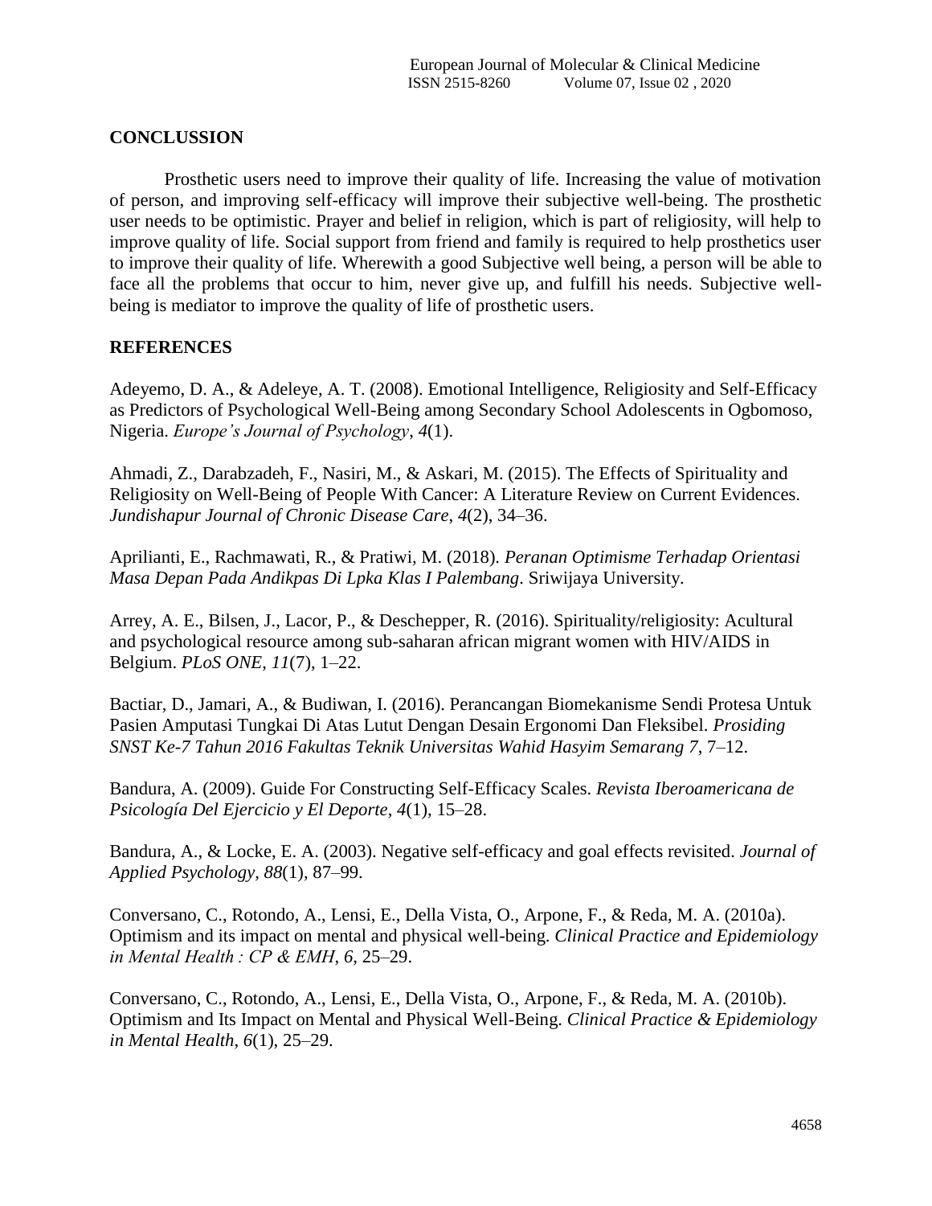## CONCLUSSION

Prosthetic users need to improve their quality of life. Increasing the value of motivation of person, and improving self-efficacy will improve their subjective well-being. The prosthetic user needs to be optimistic. Prayer and belief in religion, which is part of religiosity, will help to improve quality of life. Social support from friend and family is required to help prosthetics user to improve their quality of life. Wherewith a good Subjective well being, a person will be able to face all the problems that occur to him, never give up, and fulfill his needs. Subjective well-being is mediator to improve the quality of life of prosthetic users.

## REFERENCES

Adeyemo, D. A., & Adeleye, A. T. (2008). Emotional Intelligence, Religiosity and Self-Efficacy as Predictors of Psychological Well-Being among Secondary School Adolescents in Ogbomoso, Nigeria. *Europe's Journal of Psychology*, *4*(1).

Ahmadi, Z., Darabzadeh, F., Nasiri, M., & Askari, M. (2015). The Effects of Spirituality and Religiosity on Well-Being of People With Cancer: A Literature Review on Current Evidences. *Jundishapur Journal of Chronic Disease Care*, *4*(2), 34–36.

Aprilianti, E., Rachmawati, R., & Pratiwi, M. (2018). *Peranan Optimisme Terhadap Orientasi Masa Depan Pada Andikpas Di Lpka Klas I Palembang*. Sriwijaya University.

Arrey, A. E., Bilsen, J., Lacor, P., & Deschepper, R. (2016). Spirituality/religiosity: Acultural and psychological resource among sub-saharan african migrant women with HIV/AIDS in Belgium. *PLoS ONE*, *11*(7), 1–22.

Bactiar, D., Jamari, A., & Budiwan, I. (2016). Perancangan Biomekanisme Sendi Protesa Untuk Pasien Amputasi Tungkai Di Atas Lutut Dengan Desain Ergonomi Dan Fleksibel. *Prosiding SNST Ke-7 Tahun 2016 Fakultas Teknik Universitas Wahid Hasyim Semarang 7*, 7–12.

Bandura, A. (2009). Guide For Constructing Self-Efficacy Scales. *Revista Iberoamericana de Psicología Del Ejercicio y El Deporte*, *4*(1), 15–28.

Bandura, A., & Locke, E. A. (2003). Negative self-efficacy and goal effects revisited. *Journal of Applied Psychology*, *88*(1), 87–99.

Conversano, C., Rotondo, A., Lensi, E., Della Vista, O., Arpone, F., & Reda, M. A. (2010a). Optimism and its impact on mental and physical well-being. *Clinical Practice and Epidemiology in Mental Health : CP & EMH*, *6*, 25–29.

Conversano, C., Rotondo, A., Lensi, E., Della Vista, O., Arpone, F., & Reda, M. A. (2010b). Optimism and Its Impact on Mental and Physical Well-Being. *Clinical Practice & Epidemiology in Mental Health*, *6*(1), 25–29.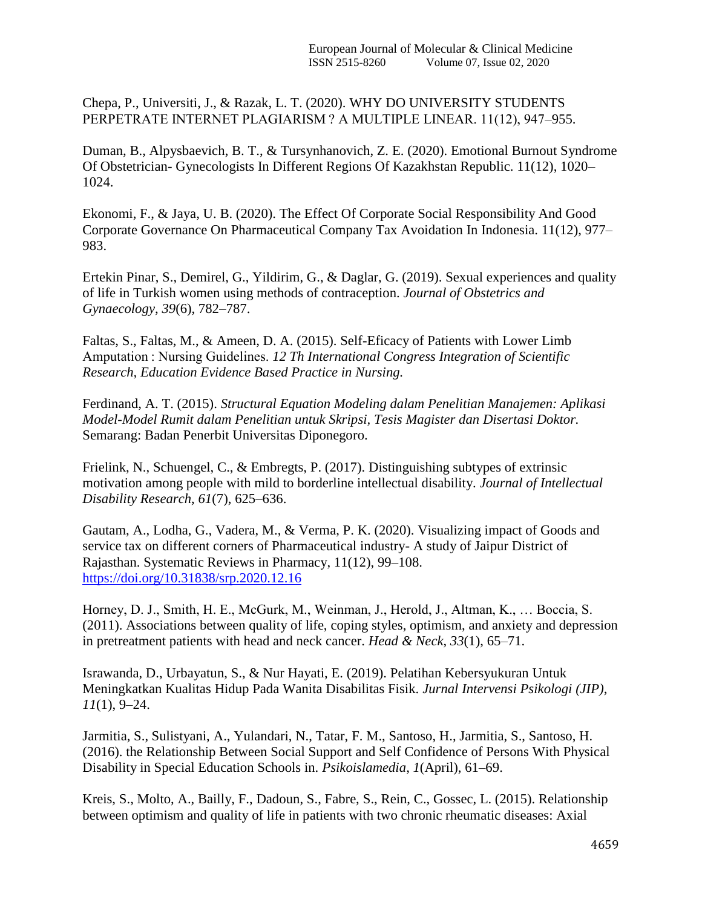Chepa, P., Universiti, J., & Razak, L. T. (2020). WHY DO UNIVERSITY STUDENTS PERPETRATE INTERNET PLAGIARISM ? A MULTIPLE LINEAR. 11(12), 947–955.

Duman, B., Alpysbaevich, B. T., & Tursynhanovich, Z. E. (2020). Emotional Burnout Syndrome Of Obstetrician- Gynecologists In Different Regions Of Kazakhstan Republic. 11(12), 1020–1024.

Ekonomi, F., & Jaya, U. B. (2020). The Effect Of Corporate Social Responsibility And Good Corporate Governance On Pharmaceutical Company Tax Avoidation In Indonesia. 11(12), 977–983.

Ertekin Pinar, S., Demirel, G., Yildirim, G., & Daglar, G. (2019). Sexual experiences and quality of life in Turkish women using methods of contraception. *Journal of Obstetrics and Gynaecology*, *39*(6), 782–787.

Faltas, S., Faltas, M., & Ameen, D. A. (2015). Self-Eficacy of Patients with Lower Limb Amputation : Nursing Guidelines. *12 Th International Congress Integration of Scientific Research, Education Evidence Based Practice in Nursing.*

Ferdinand, A. T. (2015). *Structural Equation Modeling dalam Penelitian Manajemen: Aplikasi Model-Model Rumit dalam Penelitian untuk Skripsi, Tesis Magister dan Disertasi Doktor.* Semarang: Badan Penerbit Universitas Diponegoro.

Frielink, N., Schuengel, C., & Embregts, P. (2017). Distinguishing subtypes of extrinsic motivation among people with mild to borderline intellectual disability. *Journal of Intellectual Disability Research*, *61*(7), 625–636.

Gautam, A., Lodha, G., Vadera, M., & Verma, P. K. (2020). Visualizing impact of Goods and service tax on different corners of Pharmaceutical industry- A study of Jaipur District of Rajasthan. Systematic Reviews in Pharmacy, 11(12), 99–108. https://doi.org/10.31838/srp.2020.12.16

Horney, D. J., Smith, H. E., McGurk, M., Weinman, J., Herold, J., Altman, K., … Boccia, S. (2011). Associations between quality of life, coping styles, optimism, and anxiety and depression in pretreatment patients with head and neck cancer. *Head & Neck*, *33*(1), 65–71.

Israwanda, D., Urbayatun, S., & Nur Hayati, E. (2019). Pelatihan Kebersyukuran Untuk Meningkatkan Kualitas Hidup Pada Wanita Disabilitas Fisik. *Jurnal Intervensi Psikologi (JIP)*, *11*(1), 9–24.

Jarmitia, S., Sulistyani, A., Yulandari, N., Tatar, F. M., Santoso, H., Jarmitia, S., Santoso, H. (2016). the Relationship Between Social Support and Self Confidence of Persons With Physical Disability in Special Education Schools in. *Psikoislamedia*, *1*(April), 61–69.

Kreis, S., Molto, A., Bailly, F., Dadoun, S., Fabre, S., Rein, C., Gossec, L. (2015). Relationship between optimism and quality of life in patients with two chronic rheumatic diseases: Axial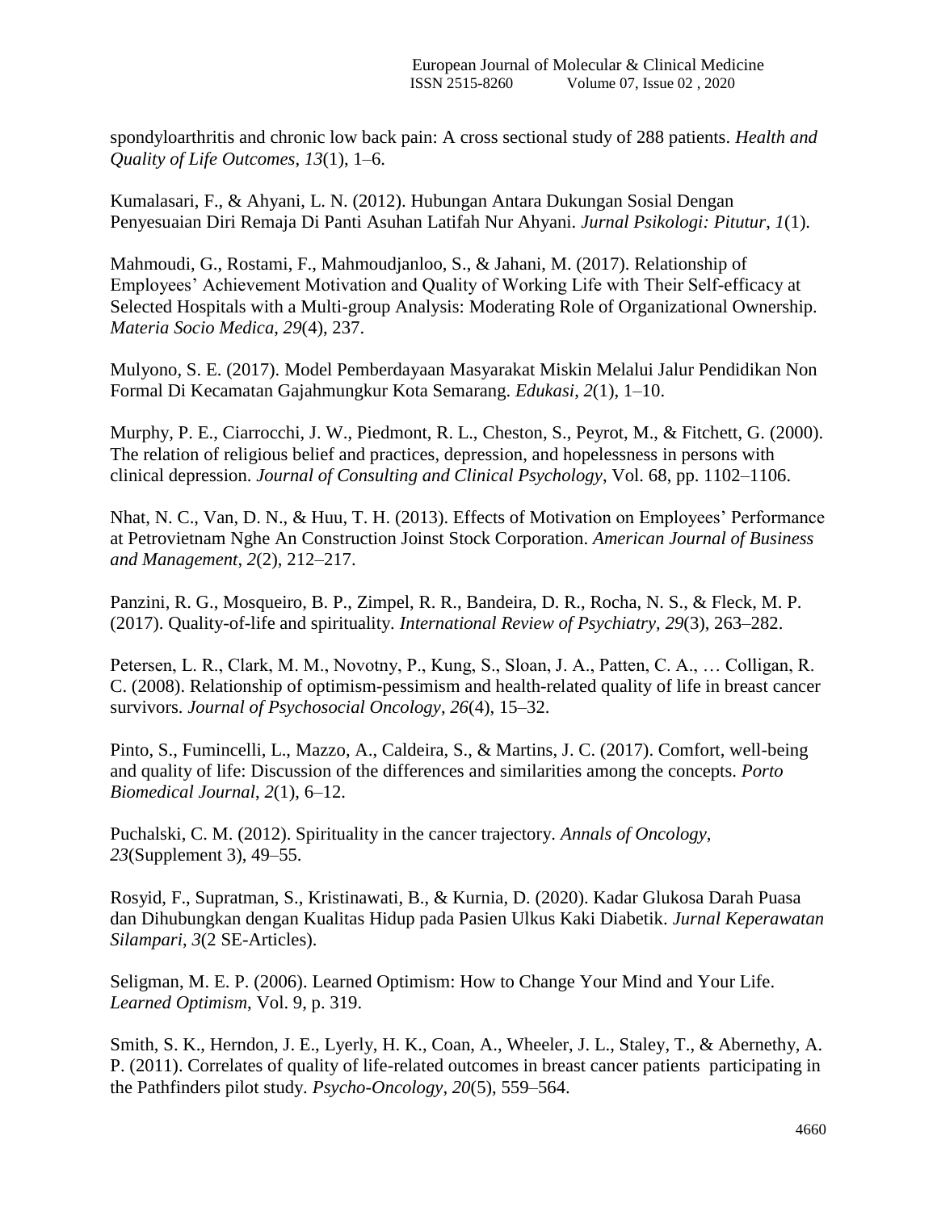spondyloarthritis and chronic low back pain: A cross sectional study of 288 patients. *Health and Quality of Life Outcomes*, *13*(1), 1–6.

Kumalasari, F., & Ahyani, L. N. (2012). Hubungan Antara Dukungan Sosial Dengan Penyesuaian Diri Remaja Di Panti Asuhan Latifah Nur Ahyani. *Jurnal Psikologi: Pitutur*, *1*(1).

Mahmoudi, G., Rostami, F., Mahmoudjanloo, S., & Jahani, M. (2017). Relationship of Employees' Achievement Motivation and Quality of Working Life with Their Self-efficacy at Selected Hospitals with a Multi-group Analysis: Moderating Role of Organizational Ownership. *Materia Socio Medica*, *29*(4), 237.

Mulyono, S. E. (2017). Model Pemberdayaan Masyarakat Miskin Melalui Jalur Pendidikan Non Formal Di Kecamatan Gajahmungkur Kota Semarang. *Edukasi*, *2*(1), 1–10.

Murphy, P. E., Ciarrocchi, J. W., Piedmont, R. L., Cheston, S., Peyrot, M., & Fitchett, G. (2000). The relation of religious belief and practices, depression, and hopelessness in persons with clinical depression. *Journal of Consulting and Clinical Psychology*, Vol. 68, pp. 1102–1106.

Nhat, N. C., Van, D. N., & Huu, T. H. (2013). Effects of Motivation on Employees' Performance at Petrovietnam Nghe An Construction Joinst Stock Corporation. *American Journal of Business and Management*, *2*(2), 212–217.

Panzini, R. G., Mosqueiro, B. P., Zimpel, R. R., Bandeira, D. R., Rocha, N. S., & Fleck, M. P. (2017). Quality-of-life and spirituality. *International Review of Psychiatry*, *29*(3), 263–282.

Petersen, L. R., Clark, M. M., Novotny, P., Kung, S., Sloan, J. A., Patten, C. A., … Colligan, R. C. (2008). Relationship of optimism-pessimism and health-related quality of life in breast cancer survivors. *Journal of Psychosocial Oncology*, *26*(4), 15–32.

Pinto, S., Fumincelli, L., Mazzo, A., Caldeira, S., & Martins, J. C. (2017). Comfort, well-being and quality of life: Discussion of the differences and similarities among the concepts. *Porto Biomedical Journal*, *2*(1), 6–12.

Puchalski, C. M. (2012). Spirituality in the cancer trajectory. *Annals of Oncology*, *23*(Supplement 3), 49–55.

Rosyid, F., Supratman, S., Kristinawati, B., & Kurnia, D. (2020). Kadar Glukosa Darah Puasa dan Dihubungkan dengan Kualitas Hidup pada Pasien Ulkus Kaki Diabetik. *Jurnal Keperawatan Silampari*, *3*(2 SE-Articles).

Seligman, M. E. P. (2006). Learned Optimism: How to Change Your Mind and Your Life. *Learned Optimism*, Vol. 9, p. 319.

Smith, S. K., Herndon, J. E., Lyerly, H. K., Coan, A., Wheeler, J. L., Staley, T., & Abernethy, A. P. (2011). Correlates of quality of life-related outcomes in breast cancer patients participating in the Pathfinders pilot study. *Psycho-Oncology*, *20*(5), 559–564.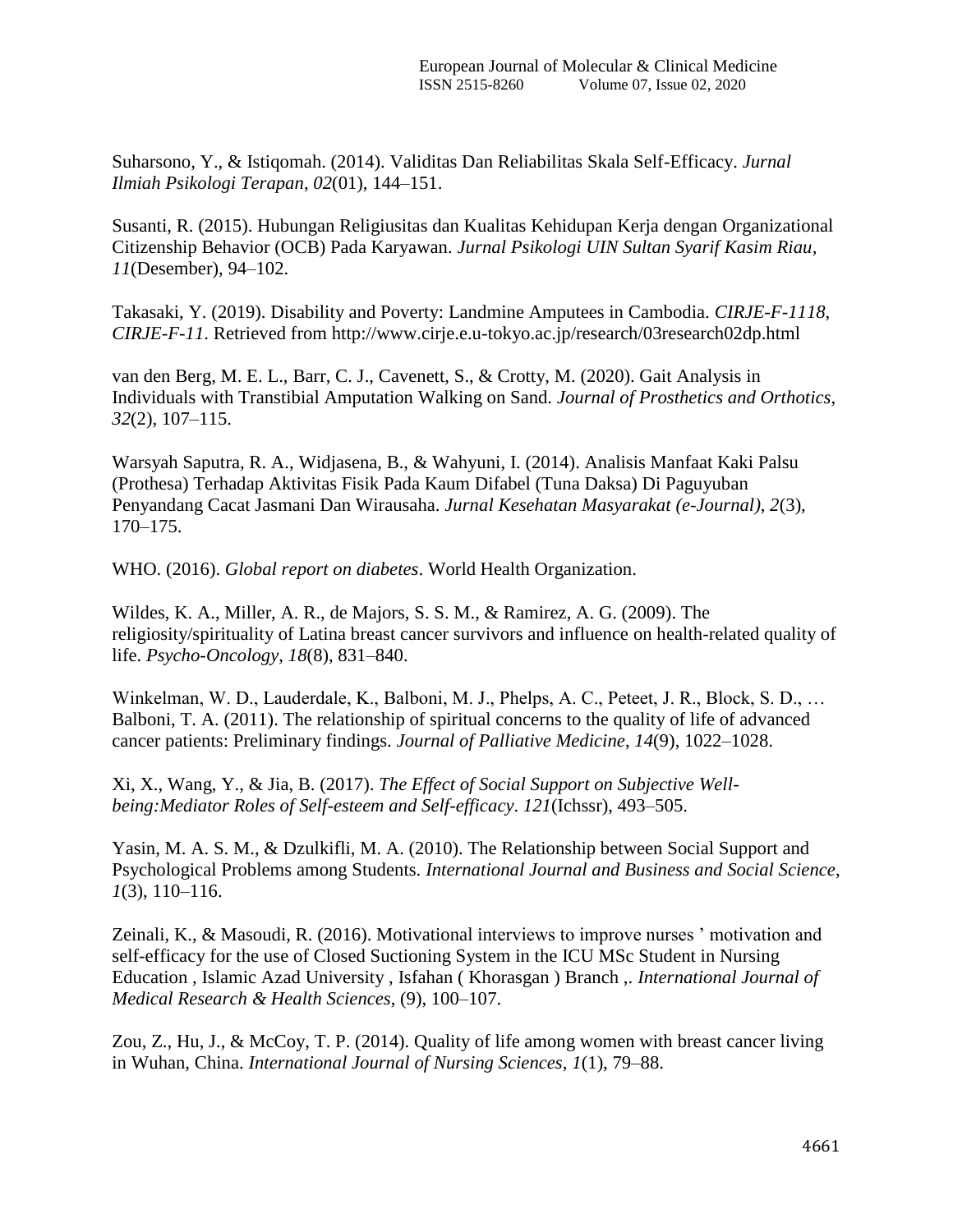Suharsono, Y., & Istiqomah. (2014). Validitas Dan Reliabilitas Skala Self-Efficacy. *Jurnal Ilmiah Psikologi Terapan*, *02*(01), 144–151.

Susanti, R. (2015). Hubungan Religiusitas dan Kualitas Kehidupan Kerja dengan Organizational Citizenship Behavior (OCB) Pada Karyawan. *Jurnal Psikologi UIN Sultan Syarif Kasim Riau*, *11*(Desember), 94–102.

Takasaki, Y. (2019). Disability and Poverty: Landmine Amputees in Cambodia. *CIRJE-F-1118, CIRJE-F-11*. Retrieved from http://www.cirje.e.u-tokyo.ac.jp/research/03research02dp.html

van den Berg, M. E. L., Barr, C. J., Cavenett, S., & Crotty, M. (2020). Gait Analysis in Individuals with Transtibial Amputation Walking on Sand. *Journal of Prosthetics and Orthotics*, *32*(2), 107–115.

Warsyah Saputra, R. A., Widjasena, B., & Wahyuni, I. (2014). Analisis Manfaat Kaki Palsu (Prothesa) Terhadap Aktivitas Fisik Pada Kaum Difabel (Tuna Daksa) Di Paguyuban Penyandang Cacat Jasmani Dan Wirausaha. *Jurnal Kesehatan Masyarakat (e-Journal)*, *2*(3), 170–175.

WHO. (2016). *Global report on diabetes*. World Health Organization.

Wildes, K. A., Miller, A. R., de Majors, S. S. M., & Ramirez, A. G. (2009). The religiosity/spirituality of Latina breast cancer survivors and influence on health-related quality of life. *Psycho-Oncology*, *18*(8), 831–840.

Winkelman, W. D., Lauderdale, K., Balboni, M. J., Phelps, A. C., Peteet, J. R., Block, S. D., … Balboni, T. A. (2011). The relationship of spiritual concerns to the quality of life of advanced cancer patients: Preliminary findings. *Journal of Palliative Medicine*, *14*(9), 1022–1028.

Xi, X., Wang, Y., & Jia, B. (2017). *The Effect of Social Support on Subjective Well-being:Mediator Roles of Self-esteem and Self-efficacy*. *121*(Ichssr), 493–505.

Yasin, M. A. S. M., & Dzulkifli, M. A. (2010). The Relationship between Social Support and Psychological Problems among Students. *International Journal and Business and Social Science*, *1*(3), 110–116.

Zeinali, K., & Masoudi, R. (2016). Motivational interviews to improve nurses ' motivation and self-efficacy for the use of Closed Suctioning System in the ICU MSc Student in Nursing Education , Islamic Azad University , Isfahan ( Khorasgan ) Branch ,. *International Journal of Medical Research & Health Sciences*, (9), 100–107.

Zou, Z., Hu, J., & McCoy, T. P. (2014). Quality of life among women with breast cancer living in Wuhan, China. *International Journal of Nursing Sciences*, *1*(1), 79–88.